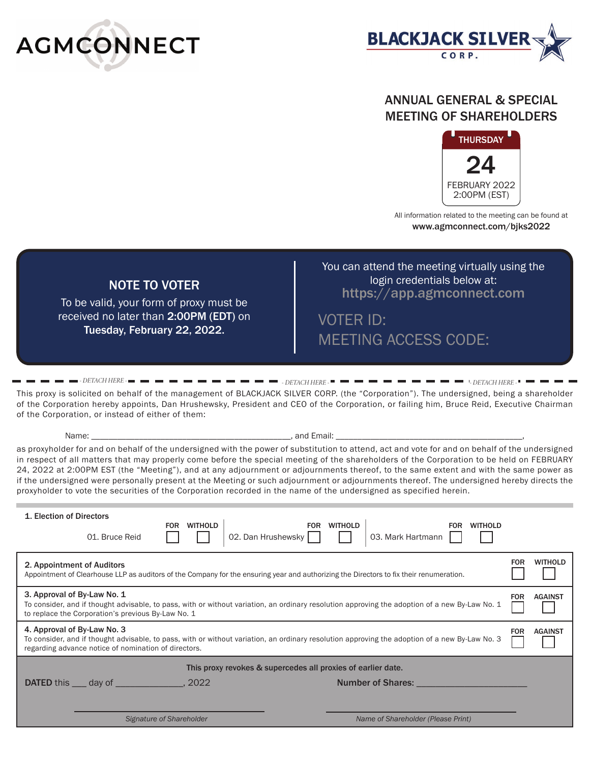AGMCONNECT

BLACKJACK SILVER CORP.

## ANNUAL GENERAL & SPECIAL MEETING OF SHAREHOLDERS

THURSDAY
24
FEBRUARY 2022
2:00PM (EST)

All information related to the meeting can be found at
**www.agmconnect.com/bjks2022**

### NOTE TO VOTER

To be valid, your form of proxy must be received no later than **2:00PM (EDT)** on **Tuesday, February 22, 2022.**

You can attend the meeting virtually using the login credentials below at:
**https://app.agmconnect.com**

VOTER ID:

MEETING ACCESS CODE:

*- DETACH HERE -*

This proxy is solicited on behalf of the management of BLACKJACK SILVER CORP. (the "Corporation"). The undersigned, being a shareholder of the Corporation hereby appoints, Dan Hrushewsky, President and CEO of the Corporation, or failing him, Bruce Reid, Executive Chairman of the Corporation, or instead of either of them:

Name: ____________________________________________, and Email: ________________________________________,

as proxyholder for and on behalf of the undersigned with the power of substitution to attend, act and vote for and on behalf of the undersigned in respect of all matters that may properly come before the special meeting of the shareholders of the Corporation to be held on FEBRUARY 24, 2022 at 2:00PM EST (the "Meeting"), and at any adjournment or adjournments thereof, to the same extent and with the same power as if the undersigned were personally present at the Meeting or such adjournment or adjournments thereof. The undersigned hereby directs the proxyholder to vote the securities of the Corporation recorded in the name of the undersigned as specified herein.

**1. Election of Directors**

| Nominee | FOR | WITHOLD |
| --- | --- | --- |
| 01. Bruce Reid | ☐ | ☐ |
| 02. Dan Hrushewsky | ☐ | ☐ |
| 03. Mark Hartmann | ☐ | ☐ |

**2. Appointment of Auditors**
Appointment of Clearhouse LLP as auditors of the Company for the ensuring year and authorizing the Directors to fix their renumeration.

FOR ☐ WITHOLD ☐

**3. Approval of By-Law No. 1**
To consider, and if thought advisable, to pass, with or without variation, an ordinary resolution approving the adoption of a new By-Law No. 1 to replace the Corporation's previous By-Law No. 1

FOR ☐ AGAINST ☐

**4. Approval of By-Law No. 3**
To consider, and if thought advisable, to pass, with or without variation, an ordinary resolution approving the adoption of a new By-Law No. 3 regarding advance notice of nomination of directors.

FOR ☐ AGAINST ☐

**This proxy revokes & supercedes all proxies of earlier date.**

**DATED** this ___ day of _____________, 2022

**Number of Shares:** ______________________

_______________________________
*Signature of Shareholder*

_______________________________
*Name of Shareholder (Please Print)*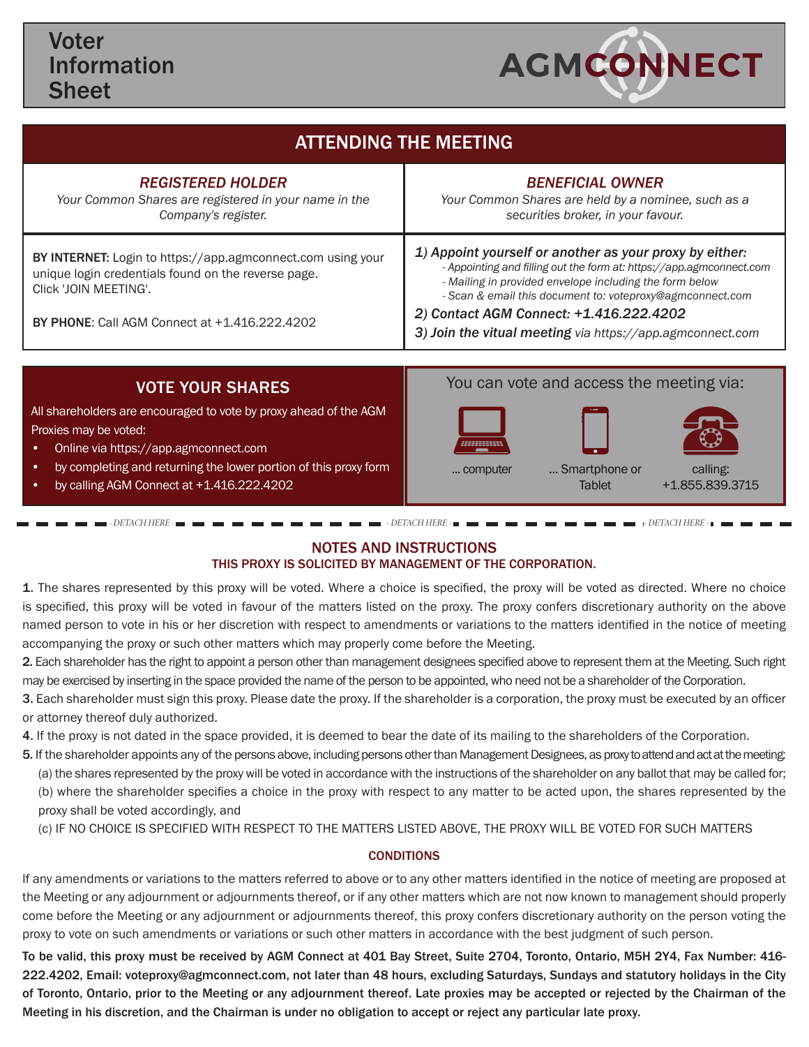# Voter Information Sheet

AGMCONNECT

## ATTENDING THE MEETING

| REGISTERED HOLDER | BENEFICIAL OWNER |
|---|---|
| *Your Common Shares are registered in your name in the Company's register.* | *Your Common Shares are held by a nominee, such as a securities broker, in your favour.* |
| **BY INTERNET:** Login to https://app.agmconnect.com using your unique login credentials found on the reverse page. Click 'JOIN MEETING'. **BY PHONE**: Call AGM Connect at +1.416.222.4202 | ***1) Appoint yourself or another as your proxy by either:*** *- Appointing and filling out the form at: https://app.agmconnect.com* *- Mailing in provided envelope including the form below* *- Scan & email this document to: voteproxy@agmconnect.com* ***2) Contact AGM Connect: +1.416.222.4202*** ***3) Join the vitual meeting** via https://app.agmconnect.com* |

## VOTE YOUR SHARES

All shareholders are encouraged to vote by proxy ahead of the AGM

Proxies may be voted:

- Online via https://app.agmconnect.com
- by completing and returning the lower portion of this proxy form
- by calling AGM Connect at +1.416.222.4202

You can vote and access the meeting via:

... computer

... Smartphone or Tablet

calling: +1.855.839.3715

- DETACH HERE - - DETACH HERE - - DETACH HERE -

## NOTES AND INSTRUCTIONS

**THIS PROXY IS SOLICITED BY MANAGEMENT OF THE CORPORATION.**

**1.** The shares represented by this proxy will be voted. Where a choice is specified, the proxy will be voted as directed. Where no choice is specified, this proxy will be voted in favour of the matters listed on the proxy. The proxy confers discretionary authority on the above named person to vote in his or her discretion with respect to amendments or variations to the matters identified in the notice of meeting accompanying the proxy or such other matters which may properly come before the Meeting.

**2.** Each shareholder has the right to appoint a person other than management designees specified above to represent them at the Meeting. Such right may be exercised by inserting in the space provided the name of the person to be appointed, who need not be a shareholder of the Corporation.

**3.** Each shareholder must sign this proxy. Please date the proxy. If the shareholder is a corporation, the proxy must be executed by an officer or attorney thereof duly authorized.

**4.** If the proxy is not dated in the space provided, it is deemed to bear the date of its mailing to the shareholders of the Corporation.

**5.** If the shareholder appoints any of the persons above, including persons other than Management Designees, as proxy to attend and act at the meeting:

(a) the shares represented by the proxy will be voted in accordance with the instructions of the shareholder on any ballot that may be called for;

(b) where the shareholder specifies a choice in the proxy with respect to any matter to be acted upon, the shares represented by the proxy shall be voted accordingly, and

(c) IF NO CHOICE IS SPECIFIED WITH RESPECT TO THE MATTERS LISTED ABOVE, THE PROXY WILL BE VOTED FOR SUCH MATTERS

### CONDITIONS

If any amendments or variations to the matters referred to above or to any other matters identified in the notice of meeting are proposed at the Meeting or any adjournment or adjournments thereof, or if any other matters which are not now known to management should properly come before the Meeting or any adjournment or adjournments thereof, this proxy confers discretionary authority on the person voting the proxy to vote on such amendments or variations or such other matters in accordance with the best judgment of such person.

**To be valid, this proxy must be received by AGM Connect at 401 Bay Street, Suite 2704, Toronto, Ontario, M5H 2Y4, Fax Number: 416-222.4202, Email: voteproxy@agmconnect.com, not later than 48 hours, excluding Saturdays, Sundays and statutory holidays in the City of Toronto, Ontario, prior to the Meeting or any adjournment thereof. Late proxies may be accepted or rejected by the Chairman of the Meeting in his discretion, and the Chairman is under no obligation to accept or reject any particular late proxy.**